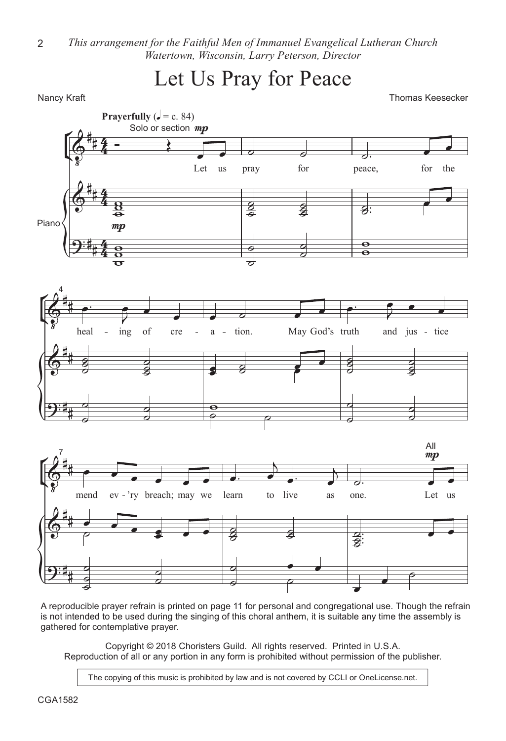*This arrangement for the Faithful Men of Immanuel Evangelical Lutheran Church Watertown, Wisconsin, Larry Peterson, Director*

# Let Us Pray for Peace

Nancy Kraft

Thomas Keesecker

**Prayerfully** (♩ = c. 84)

Solo or section *mp*

Let us pray for peace, for the heal - ing of cre - a - tion. May God's truth and jus - tice mend ev - 'ry breach; may we learn to live as one.

All *mp*

Let us

Piano

A reproducible prayer refrain is printed on page 11 for personal and congregational use. Though the refrain is not intended to be used during the singing of this choral anthem, it is suitable any time the assembly is gathered for contemplative prayer.

Copyright © 2018 Choristers Guild. All rights reserved. Printed in U.S.A.
Reproduction of all or any portion in any form is prohibited without permission of the publisher.

The copying of this music is prohibited by law and is not covered by CCLI or OneLicense.net.

CGA1582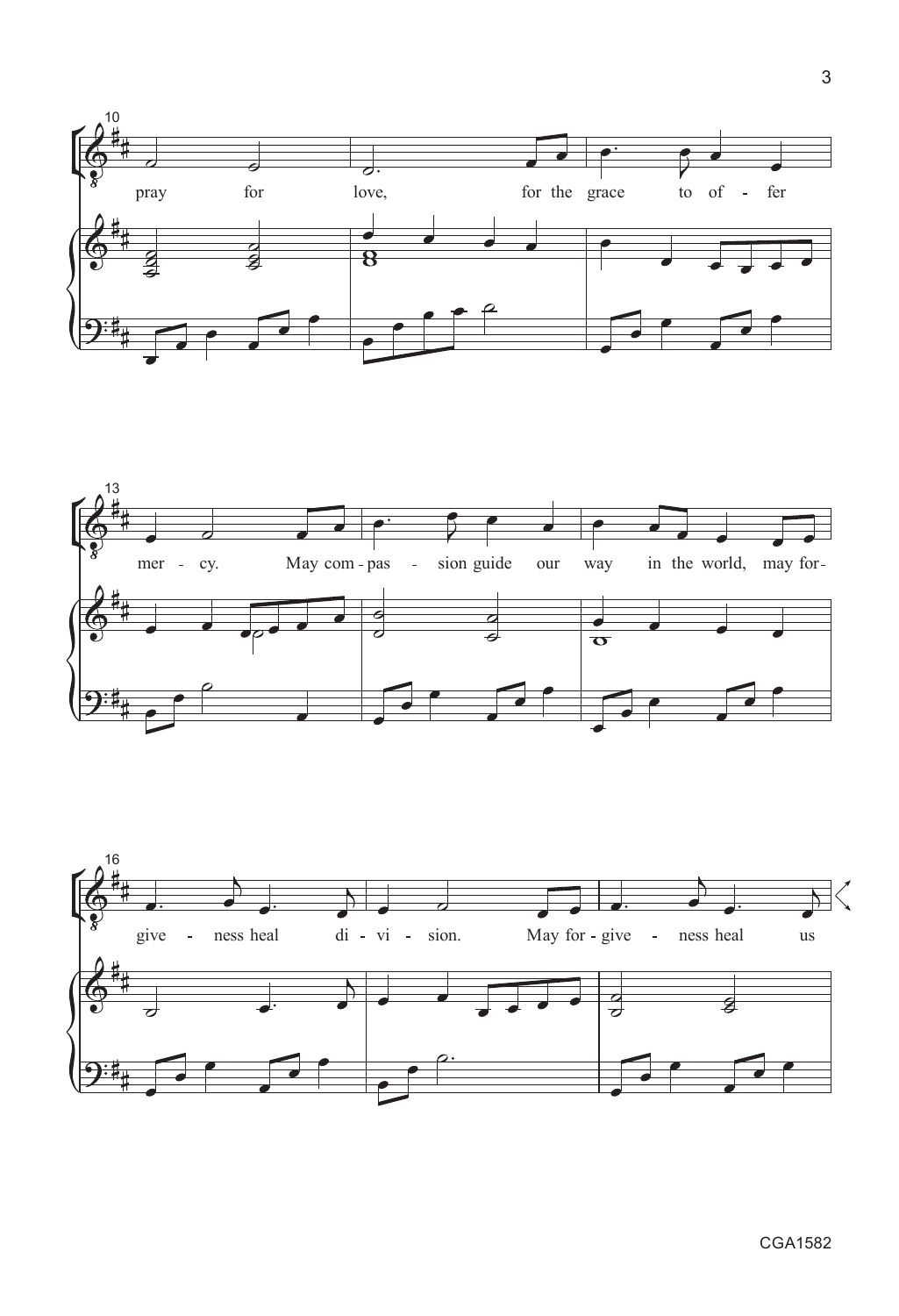10

pray for love, for the grace to of - fer

13

mer - cy. May com - pas - sion guide our way in the world, may for-

16

give - ness heal di - vi - sion. May for - give - ness heal us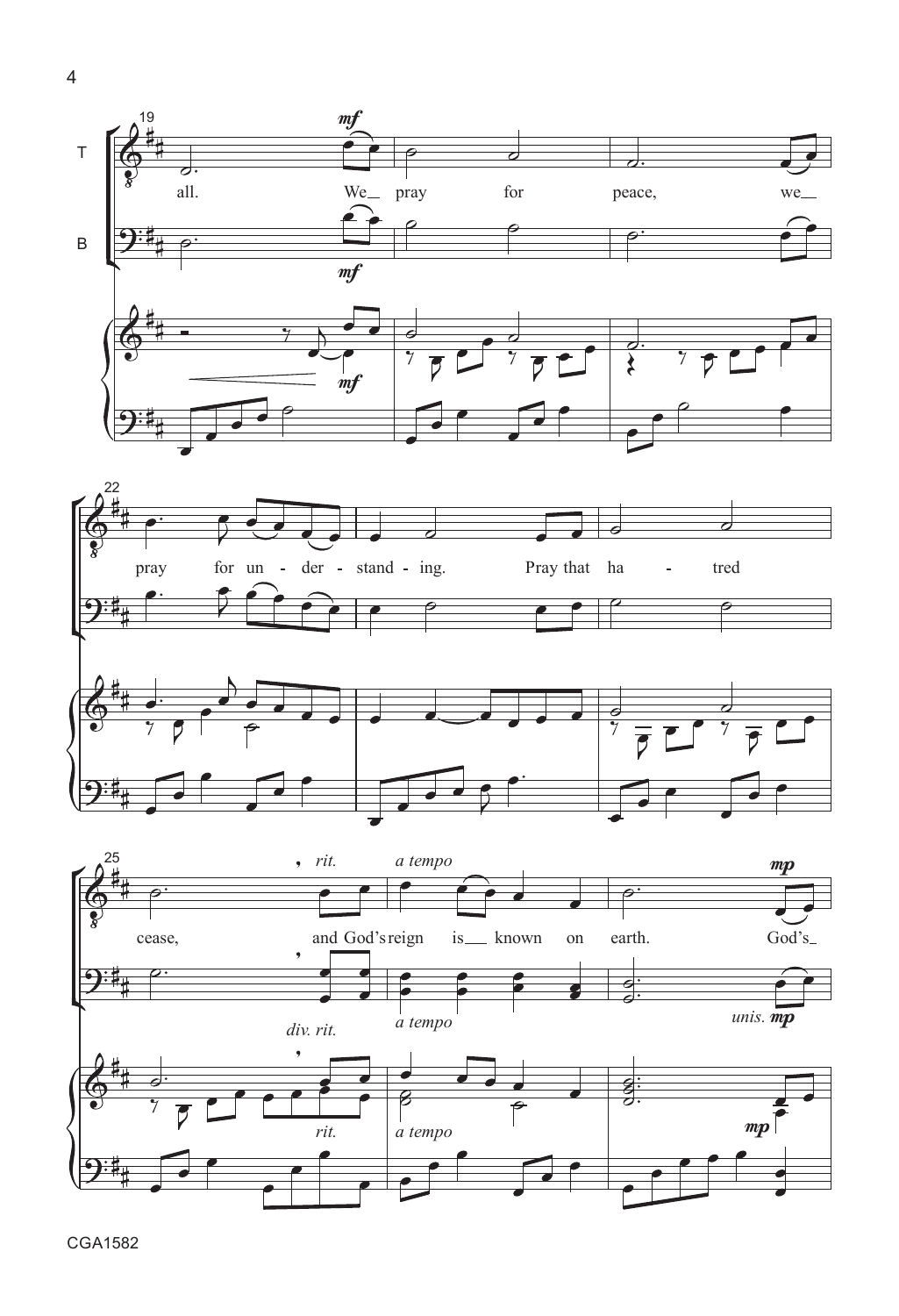T

B

all. We pray for peace, we pray for un - der - stand - ing. Pray that ha - tred cease, and God's reign is known on earth. God's

*mf*

*rit.* *a tempo* *mp*

*div. rit.* *a tempo* *unis. mp*

*rit.* *a tempo* *mp*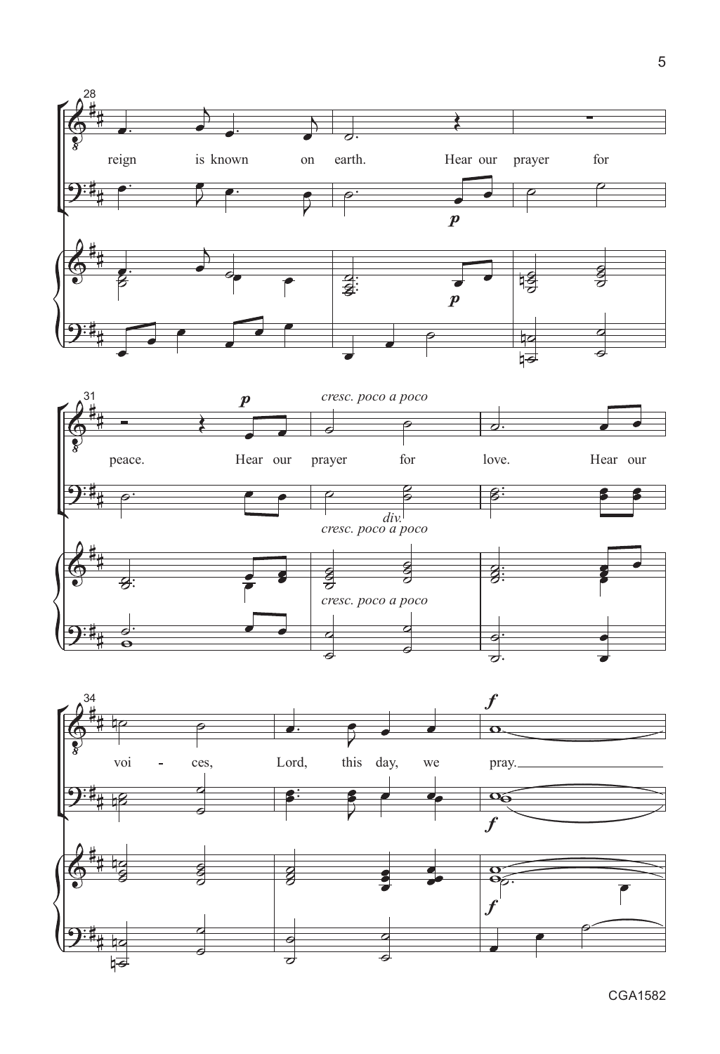28

reign is known on earth. Hear our prayer for

*p*

31

peace. Hear our prayer for love. Hear our

*p* *cresc. poco a poco*

*div.*

*cresc. poco a poco*

*cresc. poco a poco*

34

voi - ces, Lord, this day, we pray.

*f*

*f*

*f*

CGA1582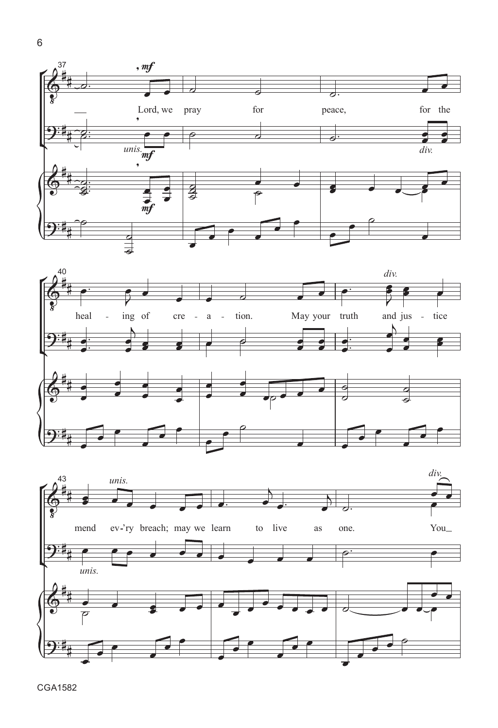Lord, we pray for peace, for the healing of creation. May your truth and justice mend ev-'ry breach; may we learn to live as one. You